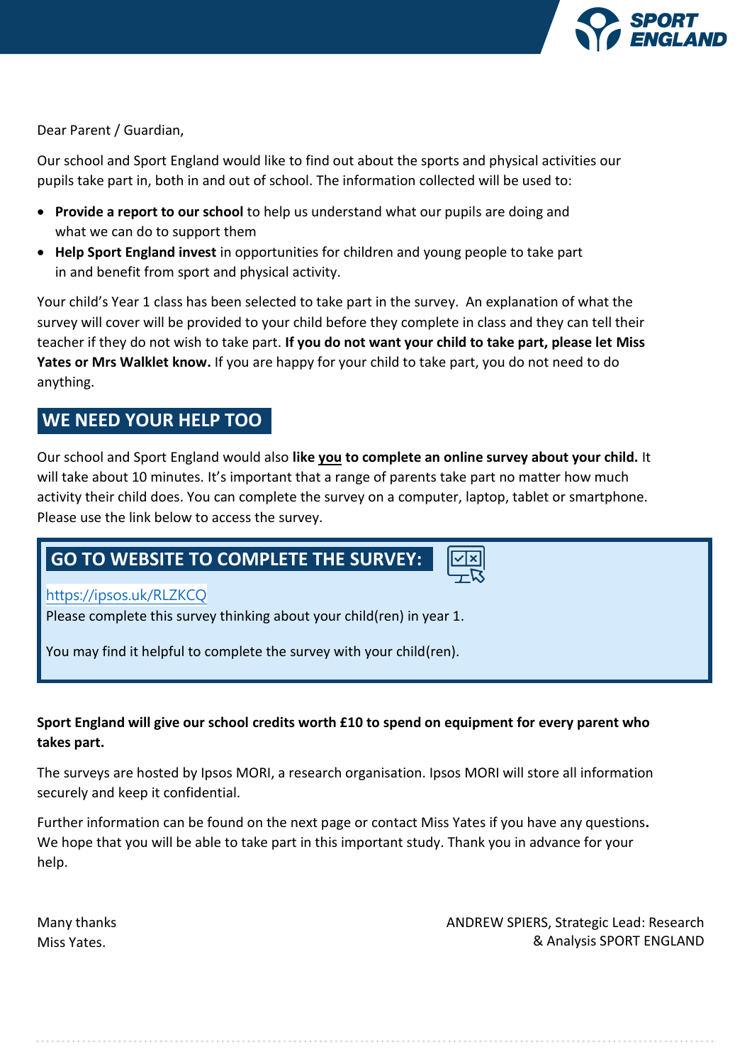Dear Parent / Guardian,

Our school and Sport England would like to find out about the sports and physical activities our pupils take part in, both in and out of school. The information collected will be used to:

- **Provide a report to our school** to help us understand what our pupils are doing and what we can do to support them
- **Help Sport England invest** in opportunities for children and young people to take part in and benefit from sport and physical activity.

Your child's Year 1 class has been selected to take part in the survey. An explanation of what the survey will cover will be provided to your child before they complete in class and they can tell their teacher if they do not wish to take part. **If you do not want your child to take part, please let Miss Yates or Mrs Walklet know.** If you are happy for your child to take part, you do not need to do anything.

## WE NEED YOUR HELP TOO

Our school and Sport England would also **like <u>you</u> to complete an online survey about your child.** It will take about 10 minutes. It's important that a range of parents take part no matter how much activity their child does. You can complete the survey on a computer, laptop, tablet or smartphone. Please use the link below to access the survey.

## GO TO WEBSITE TO COMPLETE THE SURVEY:

https://ipsos.uk/RLZKCQ

Please complete this survey thinking about your child(ren) in year 1.

You may find it helpful to complete the survey with your child(ren).

**Sport England will give our school credits worth £10 to spend on equipment for every parent who takes part.**

The surveys are hosted by Ipsos MORI, a research organisation. Ipsos MORI will store all information securely and keep it confidential.

Further information can be found on the next page or contact Miss Yates if you have any questions**.** We hope that you will be able to take part in this important study. Thank you in advance for your help.

Many thanks
Miss Yates.

ANDREW SPIERS, Strategic Lead: Research & Analysis SPORT ENGLAND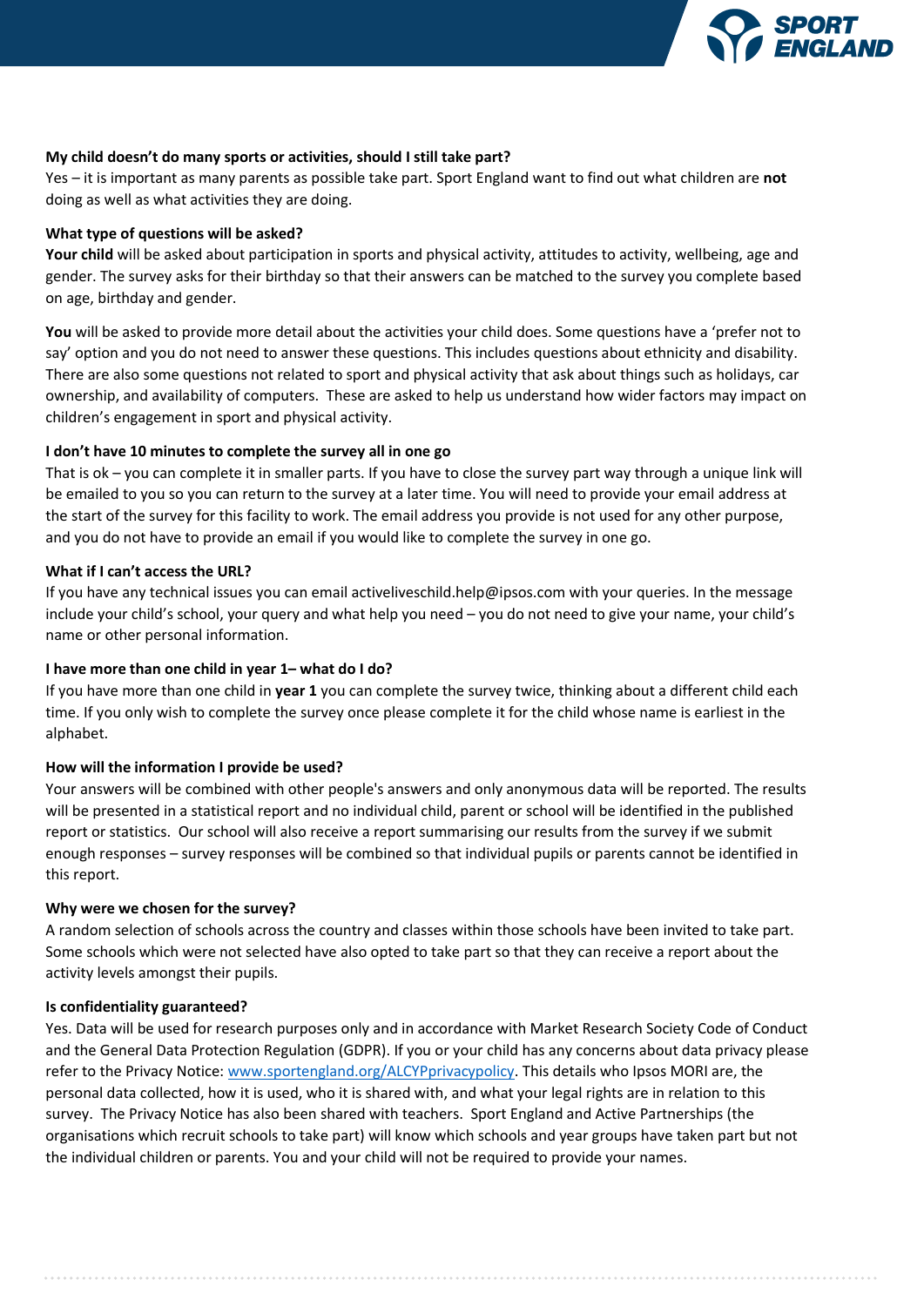**My child doesn't do many sports or activities, should I still take part?**

Yes – it is important as many parents as possible take part. Sport England want to find out what children are **not** doing as well as what activities they are doing.

**What type of questions will be asked?**

**Your child** will be asked about participation in sports and physical activity, attitudes to activity, wellbeing, age and gender. The survey asks for their birthday so that their answers can be matched to the survey you complete based on age, birthday and gender.

**You** will be asked to provide more detail about the activities your child does. Some questions have a 'prefer not to say' option and you do not need to answer these questions. This includes questions about ethnicity and disability. There are also some questions not related to sport and physical activity that ask about things such as holidays, car ownership, and availability of computers. These are asked to help us understand how wider factors may impact on children's engagement in sport and physical activity.

**I don't have 10 minutes to complete the survey all in one go**

That is ok – you can complete it in smaller parts. If you have to close the survey part way through a unique link will be emailed to you so you can return to the survey at a later time. You will need to provide your email address at the start of the survey for this facility to work. The email address you provide is not used for any other purpose, and you do not have to provide an email if you would like to complete the survey in one go.

**What if I can't access the URL?**

If you have any technical issues you can email activeliveschild.help@ipsos.com with your queries. In the message include your child's school, your query and what help you need – you do not need to give your name, your child's name or other personal information.

**I have more than one child in year 1– what do I do?**

If you have more than one child in **year 1** you can complete the survey twice, thinking about a different child each time. If you only wish to complete the survey once please complete it for the child whose name is earliest in the alphabet.

**How will the information I provide be used?**

Your answers will be combined with other people's answers and only anonymous data will be reported. The results will be presented in a statistical report and no individual child, parent or school will be identified in the published report or statistics. Our school will also receive a report summarising our results from the survey if we submit enough responses – survey responses will be combined so that individual pupils or parents cannot be identified in this report.

**Why were we chosen for the survey?**

A random selection of schools across the country and classes within those schools have been invited to take part. Some schools which were not selected have also opted to take part so that they can receive a report about the activity levels amongst their pupils.

**Is confidentiality guaranteed?**

Yes. Data will be used for research purposes only and in accordance with Market Research Society Code of Conduct and the General Data Protection Regulation (GDPR). If you or your child has any concerns about data privacy please refer to the Privacy Notice: [www.sportengland.org/ALCYPprivacypolicy](www.sportengland.org/ALCYPprivacypolicy). This details who Ipsos MORI are, the personal data collected, how it is used, who it is shared with, and what your legal rights are in relation to this survey. The Privacy Notice has also been shared with teachers. Sport England and Active Partnerships (the organisations which recruit schools to take part) will know which schools and year groups have taken part but not the individual children or parents. You and your child will not be required to provide your names.